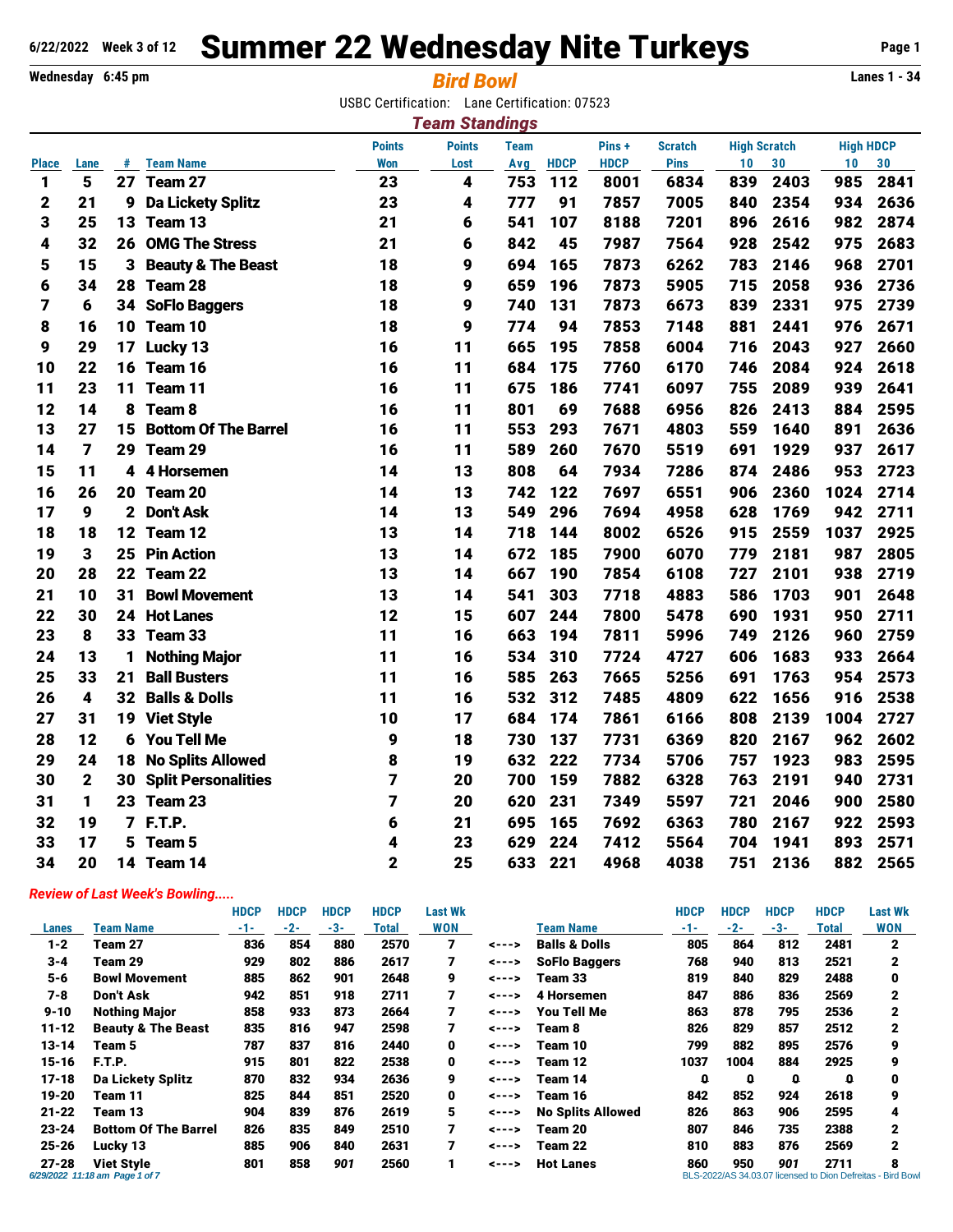**6/22/2022 Week 3 of 12**

# Summer 22 Wednesday Nite Turkeys

**Wednesday 6:45 pm** | ***Bird Bowl*** | **Lanes 1 - 34**

USBC Certification: Lane Certification: 07523

## *Team Standings*

| Place | Lane | # | Team Name | Points Won | Points Lost | Team Avg | HDCP | Pins + HDCP | Scratch Pins | High Scratch 10 | High Scratch 30 | High HDCP 10 | High HDCP 30 |
|---|---|---|---|---|---|---|---|---|---|---|---|---|---|
| 1 | 5 | 27 | Team 27 | 23 | 4 | 753 | 112 | 8001 | 6834 | 839 | 2403 | 985 | 2841 |
| 2 | 21 | 9 | Da Lickety Splitz | 23 | 4 | 777 | 91 | 7857 | 7005 | 840 | 2354 | 934 | 2636 |
| 3 | 25 | 13 | Team 13 | 21 | 6 | 541 | 107 | 8188 | 7201 | 896 | 2616 | 982 | 2874 |
| 4 | 32 | 26 | OMG The Stress | 21 | 6 | 842 | 45 | 7987 | 7564 | 928 | 2542 | 975 | 2683 |
| 5 | 15 | 3 | Beauty & The Beast | 18 | 9 | 694 | 165 | 7873 | 6262 | 783 | 2146 | 968 | 2701 |
| 6 | 34 | 28 | Team 28 | 18 | 9 | 659 | 196 | 7873 | 5905 | 715 | 2058 | 936 | 2736 |
| 7 | 6 | 34 | SoFlo Baggers | 18 | 9 | 740 | 131 | 7873 | 6673 | 839 | 2331 | 975 | 2739 |
| 8 | 16 | 10 | Team 10 | 18 | 9 | 774 | 94 | 7853 | 7148 | 881 | 2441 | 976 | 2671 |
| 9 | 29 | 17 | Lucky 13 | 16 | 11 | 665 | 195 | 7858 | 6004 | 716 | 2043 | 927 | 2660 |
| 10 | 22 | 16 | Team 16 | 16 | 11 | 684 | 175 | 7760 | 6170 | 746 | 2084 | 924 | 2618 |
| 11 | 23 | 11 | Team 11 | 16 | 11 | 675 | 186 | 7741 | 6097 | 755 | 2089 | 939 | 2641 |
| 12 | 14 | 8 | Team 8 | 16 | 11 | 801 | 69 | 7688 | 6956 | 826 | 2413 | 884 | 2595 |
| 13 | 27 | 15 | Bottom Of The Barrel | 16 | 11 | 553 | 293 | 7671 | 4803 | 559 | 1640 | 891 | 2636 |
| 14 | 7 | 29 | Team 29 | 16 | 11 | 589 | 260 | 7670 | 5519 | 691 | 1929 | 937 | 2617 |
| 15 | 11 | 4 | 4 Horsemen | 14 | 13 | 808 | 64 | 7934 | 7286 | 874 | 2486 | 953 | 2723 |
| 16 | 26 | 20 | Team 20 | 14 | 13 | 742 | 122 | 7697 | 6551 | 906 | 2360 | 1024 | 2714 |
| 17 | 9 | 2 | Don't Ask | 14 | 13 | 549 | 296 | 7694 | 4958 | 628 | 1769 | 942 | 2711 |
| 18 | 18 | 12 | Team 12 | 13 | 14 | 718 | 144 | 8002 | 6526 | 915 | 2559 | 1037 | 2925 |
| 19 | 3 | 25 | Pin Action | 13 | 14 | 672 | 185 | 7900 | 6070 | 779 | 2181 | 987 | 2805 |
| 20 | 28 | 22 | Team 22 | 13 | 14 | 667 | 190 | 7854 | 6108 | 727 | 2101 | 938 | 2719 |
| 21 | 10 | 31 | Bowl Movement | 13 | 14 | 541 | 303 | 7718 | 4883 | 586 | 1703 | 901 | 2648 |
| 22 | 30 | 24 | Hot Lanes | 12 | 15 | 607 | 244 | 7800 | 5478 | 690 | 1931 | 950 | 2711 |
| 23 | 8 | 33 | Team 33 | 11 | 16 | 663 | 194 | 7811 | 5996 | 749 | 2126 | 960 | 2759 |
| 24 | 13 | 1 | Nothing Major | 11 | 16 | 534 | 310 | 7724 | 4727 | 606 | 1683 | 933 | 2664 |
| 25 | 33 | 21 | Ball Busters | 11 | 16 | 585 | 263 | 7665 | 5256 | 691 | 1763 | 954 | 2573 |
| 26 | 4 | 32 | Balls & Dolls | 11 | 16 | 532 | 312 | 7485 | 4809 | 622 | 1656 | 916 | 2538 |
| 27 | 31 | 19 | Viet Style | 10 | 17 | 684 | 174 | 7861 | 6166 | 808 | 2139 | 1004 | 2727 |
| 28 | 12 | 6 | You Tell Me | 9 | 18 | 730 | 137 | 7731 | 6369 | 820 | 2167 | 962 | 2602 |
| 29 | 24 | 18 | No Splits Allowed | 8 | 19 | 632 | 222 | 7734 | 5706 | 757 | 1923 | 983 | 2595 |
| 30 | 2 | 30 | Split Personalities | 7 | 20 | 700 | 159 | 7882 | 6328 | 763 | 2191 | 940 | 2731 |
| 31 | 1 | 23 | Team 23 | 7 | 20 | 620 | 231 | 7349 | 5597 | 721 | 2046 | 900 | 2580 |
| 32 | 19 | 7 | F.T.P. | 6 | 21 | 695 | 165 | 7692 | 6363 | 780 | 2167 | 922 | 2593 |
| 33 | 17 | 5 | Team 5 | 4 | 23 | 629 | 224 | 7412 | 5564 | 704 | 1941 | 893 | 2571 |
| 34 | 20 | 14 | Team 14 | 2 | 25 | 633 | 221 | 4968 | 4038 | 751 | 2136 | 882 | 2565 |

***Review of Last Week's Bowling.....***

| Lanes | Team Name | HDCP -1- | HDCP -2- | HDCP -3- | HDCP Total | Last Wk WON | | Team Name | HDCP -1- | HDCP -2- | HDCP -3- | HDCP Total | Last Wk WON |
|---|---|---|---|---|---|---|---|---|---|---|---|---|---|
| 1-2 | Team 27 | 836 | 854 | 880 | 2570 | 7 | <---> | Balls & Dolls | 805 | 864 | 812 | 2481 | 2 |
| 3-4 | Team 29 | 929 | 802 | 886 | 2617 | 7 | <---> | SoFlo Baggers | 768 | 940 | 813 | 2521 | 2 |
| 5-6 | Bowl Movement | 885 | 862 | 901 | 2648 | 9 | <---> | Team 33 | 819 | 840 | 829 | 2488 | 0 |
| 7-8 | Don't Ask | 942 | 851 | 918 | 2711 | 7 | <---> | 4 Horsemen | 847 | 886 | 836 | 2569 | 2 |
| 9-10 | Nothing Major | 858 | 933 | 873 | 2664 | 7 | <---> | You Tell Me | 863 | 878 | 795 | 2536 | 2 |
| 11-12 | Beauty & The Beast | 835 | 816 | 947 | 2598 | 7 | <---> | Team 8 | 826 | 829 | 857 | 2512 | 2 |
| 13-14 | Team 5 | 787 | 837 | 816 | 2440 | 0 | <---> | Team 10 | 799 | 882 | 895 | 2576 | 9 |
| 15-16 | F.T.P. | 915 | 801 | 822 | 2538 | 0 | <---> | Team 12 | 1037 | 1004 | 884 | 2925 | 9 |
| 17-18 | Da Lickety Splitz | 870 | 832 | 934 | 2636 | 9 | <---> | Team 14 | 0 | 0 | 0 | 0 | 0 |
| 19-20 | Team 11 | 825 | 844 | 851 | 2520 | 0 | <---> | Team 16 | 842 | 852 | 924 | 2618 | 9 |
| 21-22 | Team 13 | 904 | 839 | 876 | 2619 | 5 | <---> | No Splits Allowed | 826 | 863 | 906 | 2595 | 4 |
| 23-24 | Bottom Of The Barrel | 826 | 835 | 849 | 2510 | 7 | <---> | Team 20 | 807 | 846 | 735 | 2388 | 2 |
| 25-26 | Lucky 13 | 885 | 906 | 840 | 2631 | 7 | <---> | Team 22 | 810 | 883 | 876 | 2569 | 2 |
| 27-28 | Viet Style | 801 | 858 | *901* | 2560 | 1 | <---> | Hot Lanes | 860 | 950 | *901* | 2711 | 8 |

*6/29/2022 11:18 am*

BLS-2022/AS 34.03.07 licensed to Dion Defreitas - Bird Bowl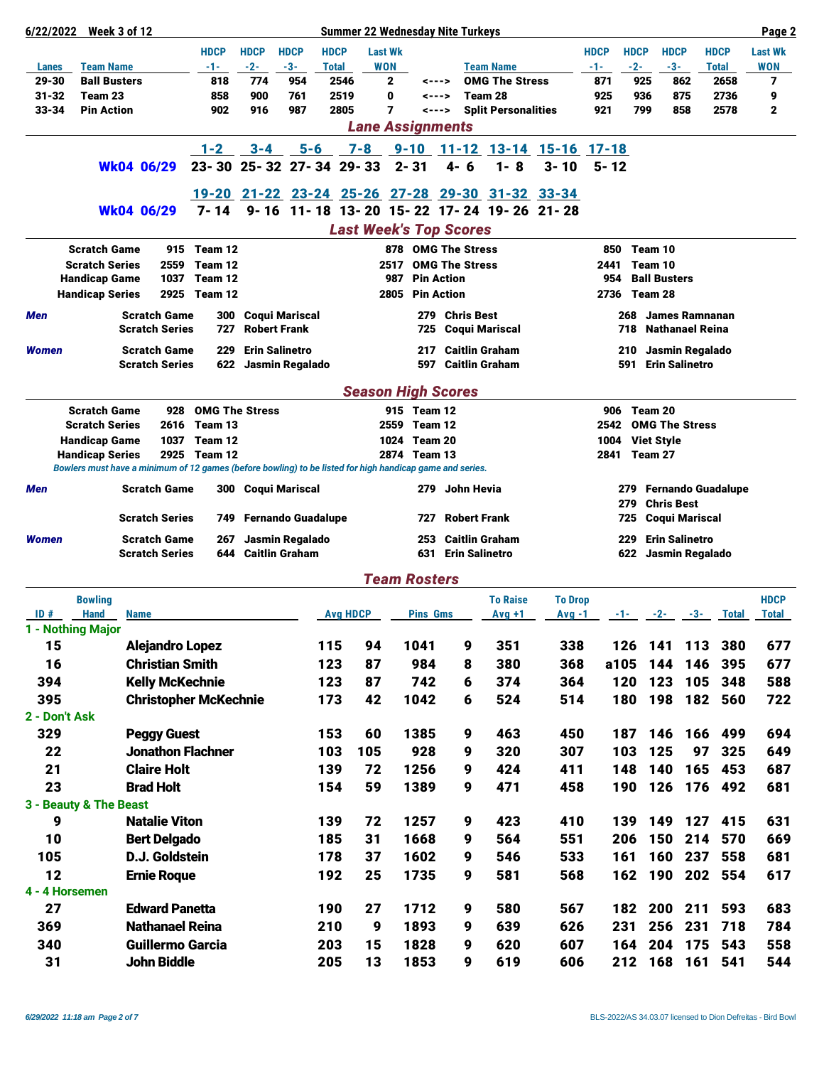6/22/2022 Week 3 of 12 — Summer 22 Wednesday Nite Turkeys

| Lanes | Team Name | HDCP -1- | HDCP -2- | HDCP -3- | HDCP Total | Last Wk WON | | Team Name | HDCP -1- | HDCP -2- | HDCP -3- | HDCP Total | Last Wk WON |
|---|---|---|---|---|---|---|---|---|---|---|---|---|---|
| 29-30 | Ball Busters | 818 | 774 | 954 | 2546 | 2 | <---> | OMG The Stress | 871 | 925 | 862 | 2658 | 7 |
| 31-32 | Team 23 | 858 | 900 | 761 | 2519 | 0 | <---> | Team 28 | 925 | 936 | 875 | 2736 | 9 |
| 33-34 | Pin Action | 902 | 916 | 987 | 2805 | 7 | <---> | Split Personalities | 921 | 799 | 858 | 2578 | 2 |

## Lane Assignments

| | 1-2 | 3-4 | 5-6 | 7-8 | 9-10 | 11-12 | 13-14 | 15-16 | 17-18 |
|---|---|---|---|---|---|---|---|---|---|
| Wk04 06/29 | 23- 30 | 25- 32 | 27- 34 | 29- 33 | 2- 31 | 4- 6 | 1- 8 | 3- 10 | 5- 12 |

| | 19-20 | 21-22 | 23-24 | 25-26 | 27-28 | 29-30 | 31-32 | 33-34 |
|---|---|---|---|---|---|---|---|---|
| Wk04 06/29 | 7- 14 | 9- 16 | 11- 18 | 13- 20 | 15- 22 | 17- 24 | 19- 26 | 21- 28 |

## Last Week's Top Scores

| | | | | | | |
|---|---|---|---|---|---|---|
| Scratch Game | 915 | Team 12 | 878 | OMG The Stress | 850 | Team 10 |
| Scratch Series | 2559 | Team 12 | 2517 | OMG The Stress | 2441 | Team 10 |
| Handicap Game | 1037 | Team 12 | 987 | Pin Action | 954 | Ball Busters |
| Handicap Series | 2925 | Team 12 | 2805 | Pin Action | 2736 | Team 28 |

| | | | | | | | |
|---|---|---|---|---|---|---|---|
| Men | Scratch Game | 300 | Coqui Mariscal | 279 | Chris Best | 268 | James Ramnanan |
| | Scratch Series | 727 | Robert Frank | 725 | Coqui Mariscal | 718 | Nathanael Reina |
| Women | Scratch Game | 229 | Erin Salinetro | 217 | Caitlin Graham | 210 | Jasmin Regalado |
| | Scratch Series | 622 | Jasmin Regalado | 597 | Caitlin Graham | 591 | Erin Salinetro |

## Season High Scores

| | | | | | | |
|---|---|---|---|---|---|---|
| Scratch Game | 928 | OMG The Stress | 915 | Team 12 | 906 | Team 20 |
| Scratch Series | 2616 | Team 13 | 2559 | Team 12 | 2542 | OMG The Stress |
| Handicap Game | 1037 | Team 12 | 1024 | Team 20 | 1004 | Viet Style |
| Handicap Series | 2925 | Team 12 | 2874 | Team 13 | 2841 | Team 27 |

*Bowlers must have a minimum of 12 games (before bowling) to be listed for high handicap game and series.*

| | | | | | | | |
|---|---|---|---|---|---|---|---|
| Men | Scratch Game | 300 | Coqui Mariscal | 279 | John Hevia | 279 | Fernando Guadalupe |
| | | | | | | 279 | Chris Best |
| | Scratch Series | 749 | Fernando Guadalupe | 727 | Robert Frank | 725 | Coqui Mariscal |
| Women | Scratch Game | 267 | Jasmin Regalado | 253 | Caitlin Graham | 229 | Erin Salinetro |
| | Scratch Series | 644 | Caitlin Graham | 631 | Erin Salinetro | 622 | Jasmin Regalado |

## Team Rosters

| ID # | Bowling Hand | Name | Avg | HDCP | Pins | Gms | To Raise Avg +1 | To Drop Avg -1 | -1- | -2- | -3- | Total | HDCP Total |
|---|---|---|---|---|---|---|---|---|---|---|---|---|---|
| **1 - Nothing Major** | | | | | | | | | | | | | |
| 15 | | Alejandro Lopez | 115 | 94 | 1041 | 9 | 351 | 338 | 126 | 141 | 113 | 380 | 677 |
| 16 | | Christian Smith | 123 | 87 | 984 | 8 | 380 | 368 | a105 | 144 | 146 | 395 | 677 |
| 394 | | Kelly McKechnie | 123 | 87 | 742 | 6 | 374 | 364 | 120 | 123 | 105 | 348 | 588 |
| 395 | | Christopher McKechnie | 173 | 42 | 1042 | 6 | 524 | 514 | 180 | 198 | 182 | 560 | 722 |
| **2 - Don't Ask** | | | | | | | | | | | | | |
| 329 | | Peggy Guest | 153 | 60 | 1385 | 9 | 463 | 450 | 187 | 146 | 166 | 499 | 694 |
| 22 | | Jonathon Flachner | 103 | 105 | 928 | 9 | 320 | 307 | 103 | 125 | 97 | 325 | 649 |
| 21 | | Claire Holt | 139 | 72 | 1256 | 9 | 424 | 411 | 148 | 140 | 165 | 453 | 687 |
| 23 | | Brad Holt | 154 | 59 | 1389 | 9 | 471 | 458 | 190 | 126 | 176 | 492 | 681 |
| **3 - Beauty & The Beast** | | | | | | | | | | | | | |
| 9 | | Natalie Viton | 139 | 72 | 1257 | 9 | 423 | 410 | 139 | 149 | 127 | 415 | 631 |
| 10 | | Bert Delgado | 185 | 31 | 1668 | 9 | 564 | 551 | 206 | 150 | 214 | 570 | 669 |
| 105 | | D.J. Goldstein | 178 | 37 | 1602 | 9 | 546 | 533 | 161 | 160 | 237 | 558 | 681 |
| 12 | | Ernie Roque | 192 | 25 | 1735 | 9 | 581 | 568 | 162 | 190 | 202 | 554 | 617 |
| **4 - 4 Horsemen** | | | | | | | | | | | | | |
| 27 | | Edward Panetta | 190 | 27 | 1712 | 9 | 580 | 567 | 182 | 200 | 211 | 593 | 683 |
| 369 | | Nathanael Reina | 210 | 9 | 1893 | 9 | 639 | 626 | 231 | 256 | 231 | 718 | 784 |
| 340 | | Guillermo Garcia | 203 | 15 | 1828 | 9 | 620 | 607 | 164 | 204 | 175 | 543 | 558 |
| 31 | | John Biddle | 205 | 13 | 1853 | 9 | 619 | 606 | 212 | 168 | 161 | 541 | 544 |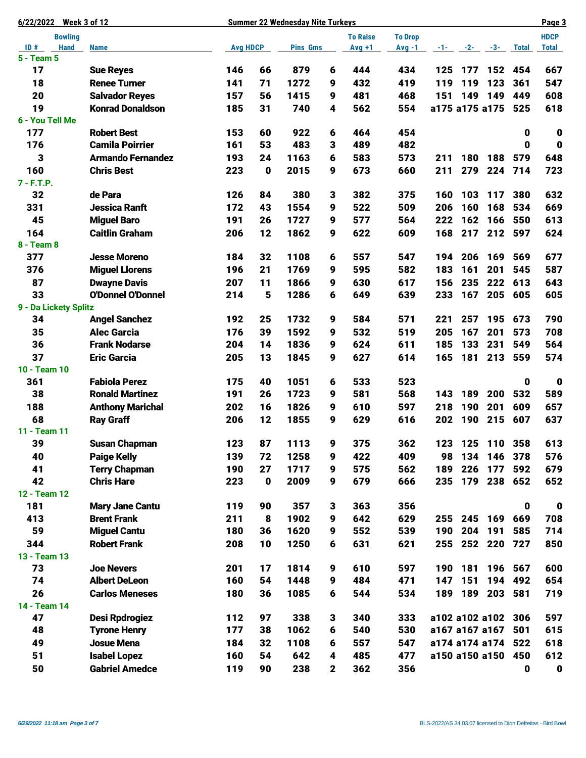6/22/2022 Week 3 of 12 — Summer 22 Wednesday Nite Turkeys

| ID # | Bowling Hand | Name | Avg | HDCP | Pins | Gms | To Raise Avg +1 | To Drop Avg -1 | -1- | -2- | -3- | Total | HDCP Total |
|---|---|---|---|---|---|---|---|---|---|---|---|---|---|
| **5 - Team 5** | | | | | | | | | | | | | |
| 17 | | Sue Reyes | 146 | 66 | 879 | 6 | 444 | 434 | 125 | 177 | 152 | 454 | 667 |
| 18 | | Renee Turner | 141 | 71 | 1272 | 9 | 432 | 419 | 119 | 119 | 123 | 361 | 547 |
| 20 | | Salvador Reyes | 157 | 56 | 1415 | 9 | 481 | 468 | 151 | 149 | 149 | 449 | 608 |
| 19 | | Konrad Donaldson | 185 | 31 | 740 | 4 | 562 | 554 | a175 | a175 | a175 | 525 | 618 |
| **6 - You Tell Me** | | | | | | | | | | | | | |
| 177 | | Robert Best | 153 | 60 | 922 | 6 | 464 | 454 | | | | 0 | 0 |
| 176 | | Camila Poirrier | 161 | 53 | 483 | 3 | 489 | 482 | | | | 0 | 0 |
| 3 | | Armando Fernandez | 193 | 24 | 1163 | 6 | 583 | 573 | 211 | 180 | 188 | 579 | 648 |
| 160 | | Chris Best | 223 | 0 | 2015 | 9 | 673 | 660 | 211 | 279 | 224 | 714 | 723 |
| **7 - F.T.P.** | | | | | | | | | | | | | |
| 32 | | de Para | 126 | 84 | 380 | 3 | 382 | 375 | 160 | 103 | 117 | 380 | 632 |
| 331 | | Jessica Ranft | 172 | 43 | 1554 | 9 | 522 | 509 | 206 | 160 | 168 | 534 | 669 |
| 45 | | Miguel Baro | 191 | 26 | 1727 | 9 | 577 | 564 | 222 | 162 | 166 | 550 | 613 |
| 164 | | Caitlin Graham | 206 | 12 | 1862 | 9 | 622 | 609 | 168 | 217 | 212 | 597 | 624 |
| **8 - Team 8** | | | | | | | | | | | | | |
| 377 | | Jesse Moreno | 184 | 32 | 1108 | 6 | 557 | 547 | 194 | 206 | 169 | 569 | 677 |
| 376 | | Miguel Llorens | 196 | 21 | 1769 | 9 | 595 | 582 | 183 | 161 | 201 | 545 | 587 |
| 87 | | Dwayne Davis | 207 | 11 | 1866 | 9 | 630 | 617 | 156 | 235 | 222 | 613 | 643 |
| 33 | | O'Donnel O'Donnel | 214 | 5 | 1286 | 6 | 649 | 639 | 233 | 167 | 205 | 605 | 605 |
| **9 - Da Lickety Splitz** | | | | | | | | | | | | | |
| 34 | | Angel Sanchez | 192 | 25 | 1732 | 9 | 584 | 571 | 221 | 257 | 195 | 673 | 790 |
| 35 | | Alec Garcia | 176 | 39 | 1592 | 9 | 532 | 519 | 205 | 167 | 201 | 573 | 708 |
| 36 | | Frank Nodarse | 204 | 14 | 1836 | 9 | 624 | 611 | 185 | 133 | 231 | 549 | 564 |
| 37 | | Eric Garcia | 205 | 13 | 1845 | 9 | 627 | 614 | 165 | 181 | 213 | 559 | 574 |
| **10 - Team 10** | | | | | | | | | | | | | |
| 361 | | Fabiola Perez | 175 | 40 | 1051 | 6 | 533 | 523 | | | | 0 | 0 |
| 38 | | Ronald Martinez | 191 | 26 | 1723 | 9 | 581 | 568 | 143 | 189 | 200 | 532 | 589 |
| 188 | | Anthony Marichal | 202 | 16 | 1826 | 9 | 610 | 597 | 218 | 190 | 201 | 609 | 657 |
| 68 | | Ray Graff | 206 | 12 | 1855 | 9 | 629 | 616 | 202 | 190 | 215 | 607 | 637 |
| **11 - Team 11** | | | | | | | | | | | | | |
| 39 | | Susan Chapman | 123 | 87 | 1113 | 9 | 375 | 362 | 123 | 125 | 110 | 358 | 613 |
| 40 | | Paige Kelly | 139 | 72 | 1258 | 9 | 422 | 409 | 98 | 134 | 146 | 378 | 576 |
| 41 | | Terry Chapman | 190 | 27 | 1717 | 9 | 575 | 562 | 189 | 226 | 177 | 592 | 679 |
| 42 | | Chris Hare | 223 | 0 | 2009 | 9 | 679 | 666 | 235 | 179 | 238 | 652 | 652 |
| **12 - Team 12** | | | | | | | | | | | | | |
| 181 | | Mary Jane Cantu | 119 | 90 | 357 | 3 | 363 | 356 | | | | 0 | 0 |
| 413 | | Brent Frank | 211 | 8 | 1902 | 9 | 642 | 629 | 255 | 245 | 169 | 669 | 708 |
| 59 | | Miguel Cantu | 180 | 36 | 1620 | 9 | 552 | 539 | 190 | 204 | 191 | 585 | 714 |
| 344 | | Robert Frank | 208 | 10 | 1250 | 6 | 631 | 621 | 255 | 252 | 220 | 727 | 850 |
| **13 - Team 13** | | | | | | | | | | | | | |
| 73 | | Joe Nevers | 201 | 17 | 1814 | 9 | 610 | 597 | 190 | 181 | 196 | 567 | 600 |
| 74 | | Albert DeLeon | 160 | 54 | 1448 | 9 | 484 | 471 | 147 | 151 | 194 | 492 | 654 |
| 26 | | Carlos Meneses | 180 | 36 | 1085 | 6 | 544 | 534 | 189 | 189 | 203 | 581 | 719 |
| **14 - Team 14** | | | | | | | | | | | | | |
| 47 | | Desi Rpdrogiez | 112 | 97 | 338 | 3 | 340 | 333 | a102 | a102 | a102 | 306 | 597 |
| 48 | | Tyrone Henry | 177 | 38 | 1062 | 6 | 540 | 530 | a167 | a167 | a167 | 501 | 615 |
| 49 | | Josue Mena | 184 | 32 | 1108 | 6 | 557 | 547 | a174 | a174 | a174 | 522 | 618 |
| 51 | | Isabel Lopez | 160 | 54 | 642 | 4 | 485 | 477 | a150 | a150 | a150 | 450 | 612 |
| 50 | | Gabriel Amedce | 119 | 90 | 238 | 2 | 362 | 356 | | | | 0 | 0 |

*6/29/2022 11:18 am*

BLS-2022/AS 34.03.07 licensed to Dion Defreitas - Bird Bowl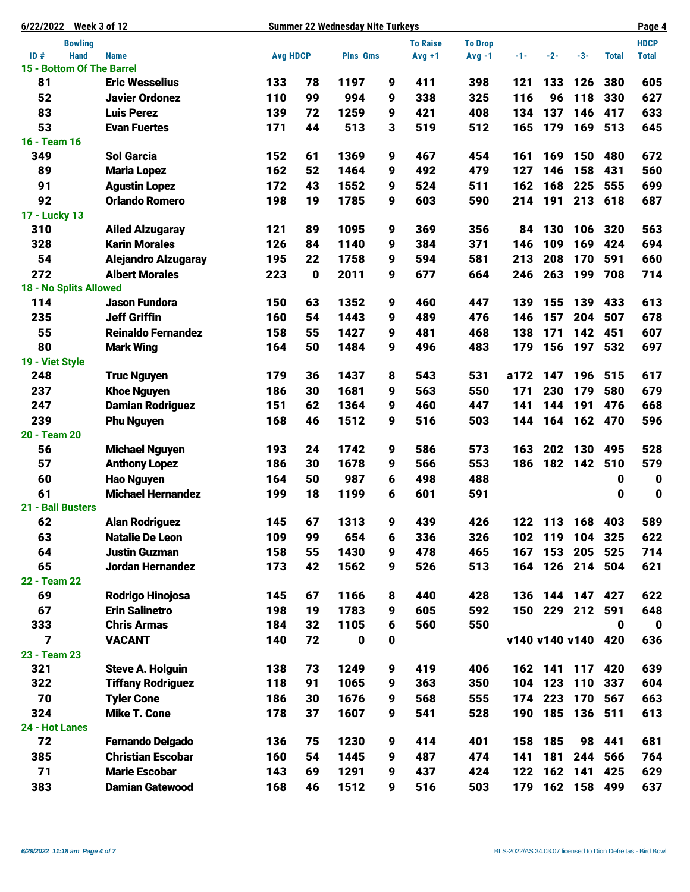| ID # | Bowling Hand | Name | Avg | HDCP | Pins | Gms | To Raise Avg +1 | To Drop Avg -1 | -1- | -2- | -3- | Total | HDCP Total |
|---|---|---|---|---|---|---|---|---|---|---|---|---|---|
| **15 - Bottom Of The Barrel** | | | | | | | | | | | | | |
| 81 | | **Eric Wesselius** | 133 | 78 | 1197 | 9 | 411 | 398 | 121 | 133 | 126 | 380 | 605 |
| 52 | | **Javier Ordonez** | 110 | 99 | 994 | 9 | 338 | 325 | 116 | 96 | 118 | 330 | 627 |
| 83 | | **Luis Perez** | 139 | 72 | 1259 | 9 | 421 | 408 | 134 | 137 | 146 | 417 | 633 |
| 53 | | **Evan Fuertes** | 171 | 44 | 513 | 3 | 519 | 512 | 165 | 179 | 169 | 513 | 645 |
| **16 - Team 16** | | | | | | | | | | | | | |
| 349 | | **Sol Garcia** | 152 | 61 | 1369 | 9 | 467 | 454 | 161 | 169 | 150 | 480 | 672 |
| 89 | | **Maria Lopez** | 162 | 52 | 1464 | 9 | 492 | 479 | 127 | 146 | 158 | 431 | 560 |
| 91 | | **Agustin Lopez** | 172 | 43 | 1552 | 9 | 524 | 511 | 162 | 168 | 225 | 555 | 699 |
| 92 | | **Orlando Romero** | 198 | 19 | 1785 | 9 | 603 | 590 | 214 | 191 | 213 | 618 | 687 |
| **17 - Lucky 13** | | | | | | | | | | | | | |
| 310 | | **Ailed Alzugaray** | 121 | 89 | 1095 | 9 | 369 | 356 | 84 | 130 | 106 | 320 | 563 |
| 328 | | **Karin Morales** | 126 | 84 | 1140 | 9 | 384 | 371 | 146 | 109 | 169 | 424 | 694 |
| 54 | | **Alejandro Alzugaray** | 195 | 22 | 1758 | 9 | 594 | 581 | 213 | 208 | 170 | 591 | 660 |
| 272 | | **Albert Morales** | 223 | 0 | 2011 | 9 | 677 | 664 | 246 | 263 | 199 | 708 | 714 |
| **18 - No Splits Allowed** | | | | | | | | | | | | | |
| 114 | | **Jason Fundora** | 150 | 63 | 1352 | 9 | 460 | 447 | 139 | 155 | 139 | 433 | 613 |
| 235 | | **Jeff Griffin** | 160 | 54 | 1443 | 9 | 489 | 476 | 146 | 157 | 204 | 507 | 678 |
| 55 | | **Reinaldo Fernandez** | 158 | 55 | 1427 | 9 | 481 | 468 | 138 | 171 | 142 | 451 | 607 |
| 80 | | **Mark Wing** | 164 | 50 | 1484 | 9 | 496 | 483 | 179 | 156 | 197 | 532 | 697 |
| **19 - Viet Style** | | | | | | | | | | | | | |
| 248 | | **Truc Nguyen** | 179 | 36 | 1437 | 8 | 543 | 531 | a172 | 147 | 196 | 515 | 617 |
| 237 | | **Khoe Nguyen** | 186 | 30 | 1681 | 9 | 563 | 550 | 171 | 230 | 179 | 580 | 679 |
| 247 | | **Damian Rodriguez** | 151 | 62 | 1364 | 9 | 460 | 447 | 141 | 144 | 191 | 476 | 668 |
| 239 | | **Phu Nguyen** | 168 | 46 | 1512 | 9 | 516 | 503 | 144 | 164 | 162 | 470 | 596 |
| **20 - Team 20** | | | | | | | | | | | | | |
| 56 | | **Michael Nguyen** | 193 | 24 | 1742 | 9 | 586 | 573 | 163 | 202 | 130 | 495 | 528 |
| 57 | | **Anthony Lopez** | 186 | 30 | 1678 | 9 | 566 | 553 | 186 | 182 | 142 | 510 | 579 |
| 60 | | **Hao Nguyen** | 164 | 50 | 987 | 6 | 498 | 488 | | | | 0 | 0 |
| 61 | | **Michael Hernandez** | 199 | 18 | 1199 | 6 | 601 | 591 | | | | 0 | 0 |
| **21 - Ball Busters** | | | | | | | | | | | | | |
| 62 | | **Alan Rodriguez** | 145 | 67 | 1313 | 9 | 439 | 426 | 122 | 113 | 168 | 403 | 589 |
| 63 | | **Natalie De Leon** | 109 | 99 | 654 | 6 | 336 | 326 | 102 | 119 | 104 | 325 | 622 |
| 64 | | **Justin Guzman** | 158 | 55 | 1430 | 9 | 478 | 465 | 167 | 153 | 205 | 525 | 714 |
| 65 | | **Jordan Hernandez** | 173 | 42 | 1562 | 9 | 526 | 513 | 164 | 126 | 214 | 504 | 621 |
| **22 - Team 22** | | | | | | | | | | | | | |
| 69 | | **Rodrigo Hinojosa** | 145 | 67 | 1166 | 8 | 440 | 428 | 136 | 144 | 147 | 427 | 622 |
| 67 | | **Erin Salinetro** | 198 | 19 | 1783 | 9 | 605 | 592 | 150 | 229 | 212 | 591 | 648 |
| 333 | | **Chris Armas** | 184 | 32 | 1105 | 6 | 560 | 550 | | | | 0 | 0 |
| 7 | | **VACANT** | 140 | 72 | 0 | 0 | | | v140 | v140 | v140 | 420 | 636 |
| **23 - Team 23** | | | | | | | | | | | | | |
| 321 | | **Steve A. Holguin** | 138 | 73 | 1249 | 9 | 419 | 406 | 162 | 141 | 117 | 420 | 639 |
| 322 | | **Tiffany Rodriguez** | 118 | 91 | 1065 | 9 | 363 | 350 | 104 | 123 | 110 | 337 | 604 |
| 70 | | **Tyler Cone** | 186 | 30 | 1676 | 9 | 568 | 555 | 174 | 223 | 170 | 567 | 663 |
| 324 | | **Mike T. Cone** | 178 | 37 | 1607 | 9 | 541 | 528 | 190 | 185 | 136 | 511 | 613 |
| **24 - Hot Lanes** | | | | | | | | | | | | | |
| 72 | | **Fernando Delgado** | 136 | 75 | 1230 | 9 | 414 | 401 | 158 | 185 | 98 | 441 | 681 |
| 385 | | **Christian Escobar** | 160 | 54 | 1445 | 9 | 487 | 474 | 141 | 181 | 244 | 566 | 764 |
| 71 | | **Marie Escobar** | 143 | 69 | 1291 | 9 | 437 | 424 | 122 | 162 | 141 | 425 | 629 |
| 383 | | **Damian Gatewood** | 168 | 46 | 1512 | 9 | 516 | 503 | 179 | 162 | 158 | 499 | 637 |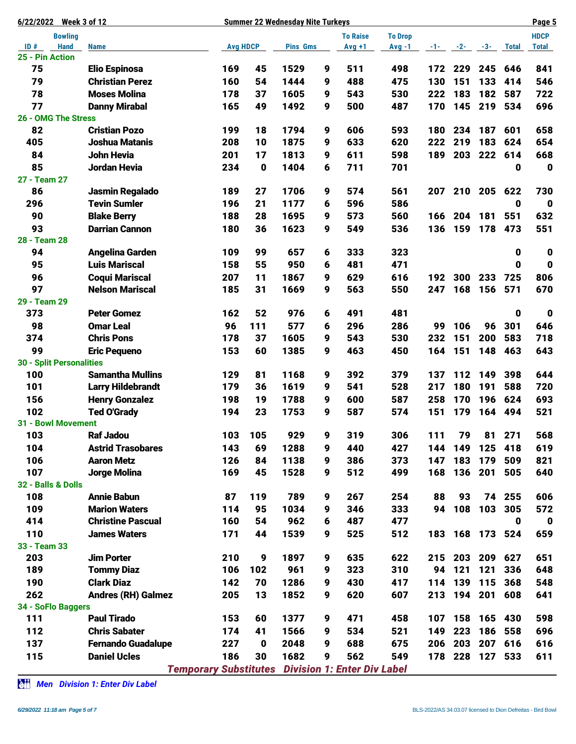| ID # | Bowling Hand | Name | Avg | HDCP | Pins | Gms | To Raise Avg +1 | To Drop Avg -1 | -1- | -2- | -3- | Total | HDCP Total |
|---|---|---|---|---|---|---|---|---|---|---|---|---|---|
| **25 - Pin Action** | | | | | | | | | | | | | |
| 75 | | Elio Espinosa | 169 | 45 | 1529 | 9 | 511 | 498 | 172 | 229 | 245 | 646 | 841 |
| 79 | | Christian Perez | 160 | 54 | 1444 | 9 | 488 | 475 | 130 | 151 | 133 | 414 | 546 |
| 78 | | Moses Molina | 178 | 37 | 1605 | 9 | 543 | 530 | 222 | 183 | 182 | 587 | 722 |
| 77 | | Danny Mirabal | 165 | 49 | 1492 | 9 | 500 | 487 | 170 | 145 | 219 | 534 | 696 |
| **26 - OMG The Stress** | | | | | | | | | | | | | |
| 82 | | Cristian Pozo | 199 | 18 | 1794 | 9 | 606 | 593 | 180 | 234 | 187 | 601 | 658 |
| 405 | | Joshua Matanis | 208 | 10 | 1875 | 9 | 633 | 620 | 222 | 219 | 183 | 624 | 654 |
| 84 | | John Hevia | 201 | 17 | 1813 | 9 | 611 | 598 | 189 | 203 | 222 | 614 | 668 |
| 85 | | Jordan Hevia | 234 | 0 | 1404 | 6 | 711 | 701 | | | | 0 | 0 |
| **27 - Team 27** | | | | | | | | | | | | | |
| 86 | | Jasmin Regalado | 189 | 27 | 1706 | 9 | 574 | 561 | 207 | 210 | 205 | 622 | 730 |
| 296 | | Tevin Sumler | 196 | 21 | 1177 | 6 | 596 | 586 | | | | 0 | 0 |
| 90 | | Blake Berry | 188 | 28 | 1695 | 9 | 573 | 560 | 166 | 204 | 181 | 551 | 632 |
| 93 | | Darrian Cannon | 180 | 36 | 1623 | 9 | 549 | 536 | 136 | 159 | 178 | 473 | 551 |
| **28 - Team 28** | | | | | | | | | | | | | |
| 94 | | Angelina Garden | 109 | 99 | 657 | 6 | 333 | 323 | | | | 0 | 0 |
| 95 | | Luis Mariscal | 158 | 55 | 950 | 6 | 481 | 471 | | | | 0 | 0 |
| 96 | | Coqui Mariscal | 207 | 11 | 1867 | 9 | 629 | 616 | 192 | 300 | 233 | 725 | 806 |
| 97 | | Nelson Mariscal | 185 | 31 | 1669 | 9 | 563 | 550 | 247 | 168 | 156 | 571 | 670 |
| **29 - Team 29** | | | | | | | | | | | | | |
| 373 | | Peter Gomez | 162 | 52 | 976 | 6 | 491 | 481 | | | | 0 | 0 |
| 98 | | Omar Leal | 96 | 111 | 577 | 6 | 296 | 286 | 99 | 106 | 96 | 301 | 646 |
| 374 | | Chris Pons | 178 | 37 | 1605 | 9 | 543 | 530 | 232 | 151 | 200 | 583 | 718 |
| 99 | | Eric Pequeno | 153 | 60 | 1385 | 9 | 463 | 450 | 164 | 151 | 148 | 463 | 643 |
| **30 - Split Personalities** | | | | | | | | | | | | | |
| 100 | | Samantha Mullins | 129 | 81 | 1168 | 9 | 392 | 379 | 137 | 112 | 149 | 398 | 644 |
| 101 | | Larry Hildebrandt | 179 | 36 | 1619 | 9 | 541 | 528 | 217 | 180 | 191 | 588 | 720 |
| 156 | | Henry Gonzalez | 198 | 19 | 1788 | 9 | 600 | 587 | 258 | 170 | 196 | 624 | 693 |
| 102 | | Ted O'Grady | 194 | 23 | 1753 | 9 | 587 | 574 | 151 | 179 | 164 | 494 | 521 |
| **31 - Bowl Movement** | | | | | | | | | | | | | |
| 103 | | Raf Jadou | 103 | 105 | 929 | 9 | 319 | 306 | 111 | 79 | 81 | 271 | 568 |
| 104 | | Astrid Trasobares | 143 | 69 | 1288 | 9 | 440 | 427 | 144 | 149 | 125 | 418 | 619 |
| 106 | | Aaron Metz | 126 | 84 | 1138 | 9 | 386 | 373 | 147 | 183 | 179 | 509 | 821 |
| 107 | | Jorge Molina | 169 | 45 | 1528 | 9 | 512 | 499 | 168 | 136 | 201 | 505 | 640 |
| **32 - Balls & Dolls** | | | | | | | | | | | | | |
| 108 | | Annie Babun | 87 | 119 | 789 | 9 | 267 | 254 | 88 | 93 | 74 | 255 | 606 |
| 109 | | Marion Waters | 114 | 95 | 1034 | 9 | 346 | 333 | 94 | 108 | 103 | 305 | 572 |
| 414 | | Christine Pascual | 160 | 54 | 962 | 6 | 487 | 477 | | | | 0 | 0 |
| 110 | | James Waters | 171 | 44 | 1539 | 9 | 525 | 512 | 183 | 168 | 173 | 524 | 659 |
| **33 - Team 33** | | | | | | | | | | | | | |
| 203 | | Jim Porter | 210 | 9 | 1897 | 9 | 635 | 622 | 215 | 203 | 209 | 627 | 651 |
| 189 | | Tommy Diaz | 106 | 102 | 961 | 9 | 323 | 310 | 94 | 121 | 121 | 336 | 648 |
| 190 | | Clark Diaz | 142 | 70 | 1286 | 9 | 430 | 417 | 114 | 139 | 115 | 368 | 548 |
| 262 | | Andres (RH) Galmez | 205 | 13 | 1852 | 9 | 620 | 607 | 213 | 194 | 201 | 608 | 641 |
| **34 - SoFlo Baggers** | | | | | | | | | | | | | |
| 111 | | Paul Tirado | 153 | 60 | 1377 | 9 | 471 | 458 | 107 | 158 | 165 | 430 | 598 |
| 112 | | Chris Sabater | 174 | 41 | 1566 | 9 | 534 | 521 | 149 | 223 | 186 | 558 | 696 |
| 137 | | Fernando Guadalupe | 227 | 0 | 2048 | 9 | 688 | 675 | 206 | 203 | 207 | 616 | 616 |
| 115 | | Daniel Ucles | 186 | 30 | 1682 | 9 | 562 | 549 | 178 | 228 | 127 | 533 | 611 |

***Temporary Substitutes Division 1: Enter Div Label***

*Men Division 1: Enter Div Label*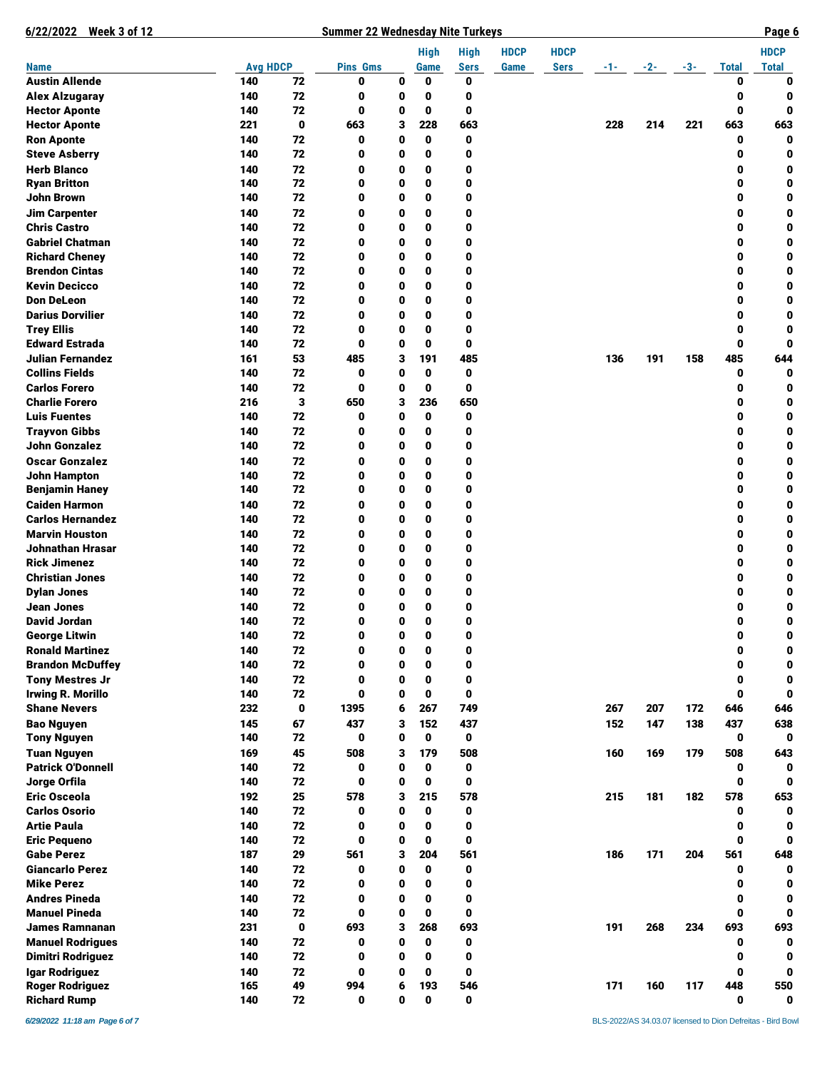## Summer 22 Wednesday Nite Turkeys

6/22/2022 Week 3 of 12

| Name | Avg | HDCP | Pins | Gms | High Game | High Sers | HDCP Game | HDCP Sers | -1- | -2- | -3- | Total | HDCP Total |
|---|---|---|---|---|---|---|---|---|---|---|---|---|---|
| Austin Allende | 140 | 72 | 0 | 0 | 0 | 0 | | | | | | 0 | 0 |
| Alex Alzugaray | 140 | 72 | 0 | 0 | 0 | 0 | | | | | | 0 | 0 |
| Hector Aponte | 140 | 72 | 0 | 0 | 0 | 0 | | | | | | 0 | 0 |
| Hector Aponte | 221 | 0 | 663 | 3 | 228 | 663 | | | 228 | 214 | 221 | 663 | 663 |
| Ron Aponte | 140 | 72 | 0 | 0 | 0 | 0 | | | | | | 0 | 0 |
| Steve Asberry | 140 | 72 | 0 | 0 | 0 | 0 | | | | | | 0 | 0 |
| Herb Blanco | 140 | 72 | 0 | 0 | 0 | 0 | | | | | | 0 | 0 |
| Ryan Britton | 140 | 72 | 0 | 0 | 0 | 0 | | | | | | 0 | 0 |
| John Brown | 140 | 72 | 0 | 0 | 0 | 0 | | | | | | 0 | 0 |
| Jim Carpenter | 140 | 72 | 0 | 0 | 0 | 0 | | | | | | 0 | 0 |
| Chris Castro | 140 | 72 | 0 | 0 | 0 | 0 | | | | | | 0 | 0 |
| Gabriel Chatman | 140 | 72 | 0 | 0 | 0 | 0 | | | | | | 0 | 0 |
| Richard Cheney | 140 | 72 | 0 | 0 | 0 | 0 | | | | | | 0 | 0 |
| Brendon Cintas | 140 | 72 | 0 | 0 | 0 | 0 | | | | | | 0 | 0 |
| Kevin Decicco | 140 | 72 | 0 | 0 | 0 | 0 | | | | | | 0 | 0 |
| Don DeLeon | 140 | 72 | 0 | 0 | 0 | 0 | | | | | | 0 | 0 |
| Darius Dorvilier | 140 | 72 | 0 | 0 | 0 | 0 | | | | | | 0 | 0 |
| Trey Ellis | 140 | 72 | 0 | 0 | 0 | 0 | | | | | | 0 | 0 |
| Edward Estrada | 140 | 72 | 0 | 0 | 0 | 0 | | | | | | 0 | 0 |
| Julian Fernandez | 161 | 53 | 485 | 3 | 191 | 485 | | | 136 | 191 | 158 | 485 | 644 |
| Collins Fields | 140 | 72 | 0 | 0 | 0 | 0 | | | | | | 0 | 0 |
| Carlos Forero | 140 | 72 | 0 | 0 | 0 | 0 | | | | | | 0 | 0 |
| Charlie Forero | 216 | 3 | 650 | 3 | 236 | 650 | | | | | | 0 | 0 |
| Luis Fuentes | 140 | 72 | 0 | 0 | 0 | 0 | | | | | | 0 | 0 |
| Trayvon Gibbs | 140 | 72 | 0 | 0 | 0 | 0 | | | | | | 0 | 0 |
| John Gonzalez | 140 | 72 | 0 | 0 | 0 | 0 | | | | | | 0 | 0 |
| Oscar Gonzalez | 140 | 72 | 0 | 0 | 0 | 0 | | | | | | 0 | 0 |
| John Hampton | 140 | 72 | 0 | 0 | 0 | 0 | | | | | | 0 | 0 |
| Benjamin Haney | 140 | 72 | 0 | 0 | 0 | 0 | | | | | | 0 | 0 |
| Caiden Harmon | 140 | 72 | 0 | 0 | 0 | 0 | | | | | | 0 | 0 |
| Carlos Hernandez | 140 | 72 | 0 | 0 | 0 | 0 | | | | | | 0 | 0 |
| Marvin Houston | 140 | 72 | 0 | 0 | 0 | 0 | | | | | | 0 | 0 |
| Johnathan Hrasar | 140 | 72 | 0 | 0 | 0 | 0 | | | | | | 0 | 0 |
| Rick Jimenez | 140 | 72 | 0 | 0 | 0 | 0 | | | | | | 0 | 0 |
| Christian Jones | 140 | 72 | 0 | 0 | 0 | 0 | | | | | | 0 | 0 |
| Dylan Jones | 140 | 72 | 0 | 0 | 0 | 0 | | | | | | 0 | 0 |
| Jean Jones | 140 | 72 | 0 | 0 | 0 | 0 | | | | | | 0 | 0 |
| David Jordan | 140 | 72 | 0 | 0 | 0 | 0 | | | | | | 0 | 0 |
| George Litwin | 140 | 72 | 0 | 0 | 0 | 0 | | | | | | 0 | 0 |
| Ronald Martinez | 140 | 72 | 0 | 0 | 0 | 0 | | | | | | 0 | 0 |
| Brandon McDuffey | 140 | 72 | 0 | 0 | 0 | 0 | | | | | | 0 | 0 |
| Tony Mestres Jr | 140 | 72 | 0 | 0 | 0 | 0 | | | | | | 0 | 0 |
| Irwing R. Morillo | 140 | 72 | 0 | 0 | 0 | 0 | | | | | | 0 | 0 |
| Shane Nevers | 232 | 0 | 1395 | 6 | 267 | 749 | | | 267 | 207 | 172 | 646 | 646 |
| Bao Nguyen | 145 | 67 | 437 | 3 | 152 | 437 | | | 152 | 147 | 138 | 437 | 638 |
| Tony Nguyen | 140 | 72 | 0 | 0 | 0 | 0 | | | | | | 0 | 0 |
| Tuan Nguyen | 169 | 45 | 508 | 3 | 179 | 508 | | | 160 | 169 | 179 | 508 | 643 |
| Patrick O'Donnell | 140 | 72 | 0 | 0 | 0 | 0 | | | | | | 0 | 0 |
| Jorge Orfila | 140 | 72 | 0 | 0 | 0 | 0 | | | | | | 0 | 0 |
| Eric Osceola | 192 | 25 | 578 | 3 | 215 | 578 | | | 215 | 181 | 182 | 578 | 653 |
| Carlos Osorio | 140 | 72 | 0 | 0 | 0 | 0 | | | | | | 0 | 0 |
| Artie Paula | 140 | 72 | 0 | 0 | 0 | 0 | | | | | | 0 | 0 |
| Eric Pequeno | 140 | 72 | 0 | 0 | 0 | 0 | | | | | | 0 | 0 |
| Gabe Perez | 187 | 29 | 561 | 3 | 204 | 561 | | | 186 | 171 | 204 | 561 | 648 |
| Giancarlo Perez | 140 | 72 | 0 | 0 | 0 | 0 | | | | | | 0 | 0 |
| Mike Perez | 140 | 72 | 0 | 0 | 0 | 0 | | | | | | 0 | 0 |
| Andres Pineda | 140 | 72 | 0 | 0 | 0 | 0 | | | | | | 0 | 0 |
| Manuel Pineda | 140 | 72 | 0 | 0 | 0 | 0 | | | | | | 0 | 0 |
| James Ramnanan | 231 | 0 | 693 | 3 | 268 | 693 | | | 191 | 268 | 234 | 693 | 693 |
| Manuel Rodrigues | 140 | 72 | 0 | 0 | 0 | 0 | | | | | | 0 | 0 |
| Dimitri Rodriguez | 140 | 72 | 0 | 0 | 0 | 0 | | | | | | 0 | 0 |
| Igar Rodriguez | 140 | 72 | 0 | 0 | 0 | 0 | | | | | | 0 | 0 |
| Roger Rodriguez | 165 | 49 | 994 | 6 | 193 | 546 | | | 171 | 160 | 117 | 448 | 550 |
| Richard Rump | 140 | 72 | 0 | 0 | 0 | 0 | | | | | | 0 | 0 |

*6/29/2022 11:18 am*

BLS-2022/AS 34.03.07 licensed to Dion Defreitas - Bird Bowl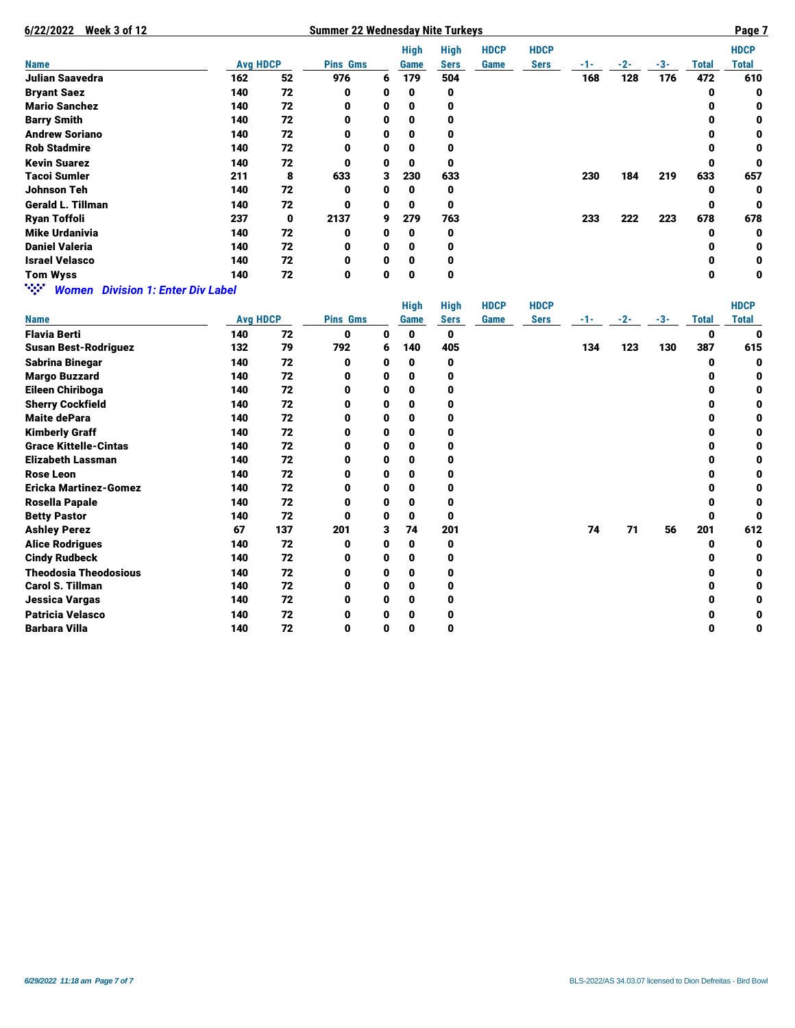| Name | Avg | HDCP | Pins | Gms | High Game | High Sers | HDCP Game | HDCP Sers | -1- | -2- | -3- | Total | HDCP Total |
|---|---|---|---|---|---|---|---|---|---|---|---|---|---|
| Julian Saavedra | 162 | 52 | 976 | 6 | 179 | 504 | | | 168 | 128 | 176 | 472 | 610 |
| Bryant Saez | 140 | 72 | 0 | 0 | 0 | 0 | | | | | | 0 | 0 |
| Mario Sanchez | 140 | 72 | 0 | 0 | 0 | 0 | | | | | | 0 | 0 |
| Barry Smith | 140 | 72 | 0 | 0 | 0 | 0 | | | | | | 0 | 0 |
| Andrew Soriano | 140 | 72 | 0 | 0 | 0 | 0 | | | | | | 0 | 0 |
| Rob Stadmire | 140 | 72 | 0 | 0 | 0 | 0 | | | | | | 0 | 0 |
| Kevin Suarez | 140 | 72 | 0 | 0 | 0 | 0 | | | | | | 0 | 0 |
| Tacoi Sumler | 211 | 8 | 633 | 3 | 230 | 633 | | | 230 | 184 | 219 | 633 | 657 |
| Johnson Teh | 140 | 72 | 0 | 0 | 0 | 0 | | | | | | 0 | 0 |
| Gerald L. Tillman | 140 | 72 | 0 | 0 | 0 | 0 | | | | | | 0 | 0 |
| Ryan Toffoli | 237 | 0 | 2137 | 9 | 279 | 763 | | | 233 | 222 | 223 | 678 | 678 |
| Mike Urdanivia | 140 | 72 | 0 | 0 | 0 | 0 | | | | | | 0 | 0 |
| Daniel Valeria | 140 | 72 | 0 | 0 | 0 | 0 | | | | | | 0 | 0 |
| Israel Velasco | 140 | 72 | 0 | 0 | 0 | 0 | | | | | | 0 | 0 |
| Tom Wyss | 140 | 72 | 0 | 0 | 0 | 0 | | | | | | 0 | 0 |

***Women Division 1: Enter Div Label***

| Name | Avg | HDCP | Pins | Gms | High Game | High Sers | HDCP Game | HDCP Sers | -1- | -2- | -3- | Total | HDCP Total |
|---|---|---|---|---|---|---|---|---|---|---|---|---|---|
| Flavia Berti | 140 | 72 | 0 | 0 | 0 | 0 | | | | | | 0 | 0 |
| Susan Best-Rodriguez | 132 | 79 | 792 | 6 | 140 | 405 | | | 134 | 123 | 130 | 387 | 615 |
| Sabrina Binegar | 140 | 72 | 0 | 0 | 0 | 0 | | | | | | 0 | 0 |
| Margo Buzzard | 140 | 72 | 0 | 0 | 0 | 0 | | | | | | 0 | 0 |
| Eileen Chiriboga | 140 | 72 | 0 | 0 | 0 | 0 | | | | | | 0 | 0 |
| Sherry Cockfield | 140 | 72 | 0 | 0 | 0 | 0 | | | | | | 0 | 0 |
| Maite dePara | 140 | 72 | 0 | 0 | 0 | 0 | | | | | | 0 | 0 |
| Kimberly Graff | 140 | 72 | 0 | 0 | 0 | 0 | | | | | | 0 | 0 |
| Grace Kittelle-Cintas | 140 | 72 | 0 | 0 | 0 | 0 | | | | | | 0 | 0 |
| Elizabeth Lassman | 140 | 72 | 0 | 0 | 0 | 0 | | | | | | 0 | 0 |
| Rose Leon | 140 | 72 | 0 | 0 | 0 | 0 | | | | | | 0 | 0 |
| Ericka Martinez-Gomez | 140 | 72 | 0 | 0 | 0 | 0 | | | | | | 0 | 0 |
| Rosella Papale | 140 | 72 | 0 | 0 | 0 | 0 | | | | | | 0 | 0 |
| Betty Pastor | 140 | 72 | 0 | 0 | 0 | 0 | | | | | | 0 | 0 |
| Ashley Perez | 67 | 137 | 201 | 3 | 74 | 201 | | | 74 | 71 | 56 | 201 | 612 |
| Alice Rodrigues | 140 | 72 | 0 | 0 | 0 | 0 | | | | | | 0 | 0 |
| Cindy Rudbeck | 140 | 72 | 0 | 0 | 0 | 0 | | | | | | 0 | 0 |
| Theodosia Theodosious | 140 | 72 | 0 | 0 | 0 | 0 | | | | | | 0 | 0 |
| Carol S. Tillman | 140 | 72 | 0 | 0 | 0 | 0 | | | | | | 0 | 0 |
| Jessica Vargas | 140 | 72 | 0 | 0 | 0 | 0 | | | | | | 0 | 0 |
| Patricia Velasco | 140 | 72 | 0 | 0 | 0 | 0 | | | | | | 0 | 0 |
| Barbara Villa | 140 | 72 | 0 | 0 | 0 | 0 | | | | | | 0 | 0 |